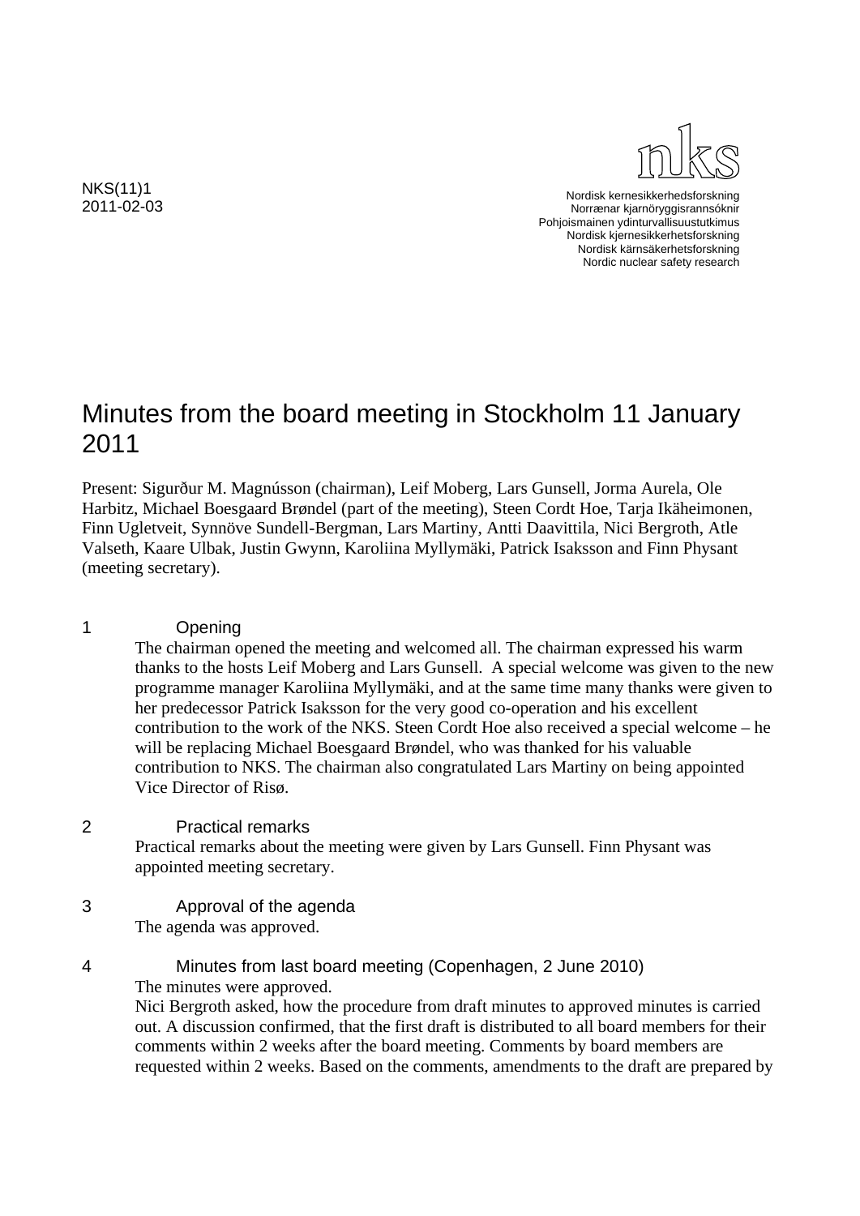NKS(11)1
2011-02-03

nks

Nordisk kernesikkerhedsforskning
Norrænar kjarnöryggisrannsóknir
Pohjoismainen ydinturvallisuustutkimus
Nordisk kjernesikkerhetsforskning
Nordisk kärnsäkerhetsforskning
Nordic nuclear safety research

# Minutes from the board meeting in Stockholm 11 January 2011

Present: Sigurður M. Magnússon (chairman), Leif Moberg, Lars Gunsell, Jorma Aurela, Ole Harbitz, Michael Boesgaard Brøndel (part of the meeting), Steen Cordt Hoe, Tarja Ikäheimonen, Finn Ugletveit, Synnöve Sundell-Bergman, Lars Martiny, Antti Daavittila, Nici Bergroth, Atle Valseth, Kaare Ulbak, Justin Gwynn, Karoliina Myllymäki, Patrick Isaksson and Finn Physant (meeting secretary).

## 1 Opening

The chairman opened the meeting and welcomed all. The chairman expressed his warm thanks to the hosts Leif Moberg and Lars Gunsell. A special welcome was given to the new programme manager Karoliina Myllymäki, and at the same time many thanks were given to her predecessor Patrick Isaksson for the very good co-operation and his excellent contribution to the work of the NKS. Steen Cordt Hoe also received a special welcome – he will be replacing Michael Boesgaard Brøndel, who was thanked for his valuable contribution to NKS. The chairman also congratulated Lars Martiny on being appointed Vice Director of Risø.

## 2 Practical remarks

Practical remarks about the meeting were given by Lars Gunsell. Finn Physant was appointed meeting secretary.

## 3 Approval of the agenda

The agenda was approved.

## 4 Minutes from last board meeting (Copenhagen, 2 June 2010)

The minutes were approved.

Nici Bergroth asked, how the procedure from draft minutes to approved minutes is carried out. A discussion confirmed, that the first draft is distributed to all board members for their comments within 2 weeks after the board meeting. Comments by board members are requested within 2 weeks. Based on the comments, amendments to the draft are prepared by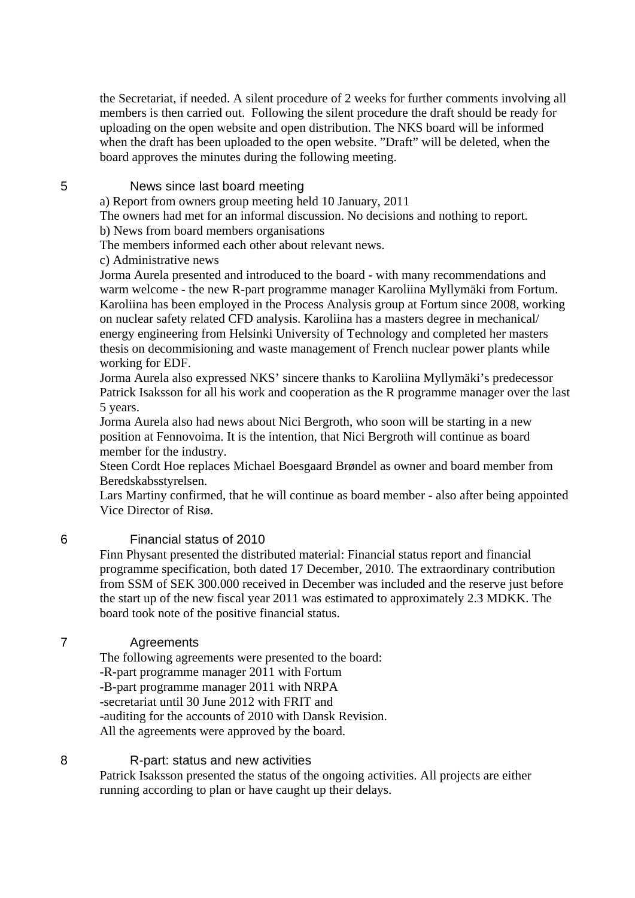the Secretariat, if needed. A silent procedure of 2 weeks for further comments involving all members is then carried out. Following the silent procedure the draft should be ready for uploading on the open website and open distribution. The NKS board will be informed when the draft has been uploaded to the open website. ”Draft” will be deleted, when the board approves the minutes during the following meeting.

## 5 News since last board meeting

a) Report from owners group meeting held 10 January, 2011

The owners had met for an informal discussion. No decisions and nothing to report.

b) News from board members organisations

The members informed each other about relevant news.

c) Administrative news

Jorma Aurela presented and introduced to the board - with many recommendations and warm welcome - the new R-part programme manager Karoliina Myllymäki from Fortum. Karoliina has been employed in the Process Analysis group at Fortum since 2008, working on nuclear safety related CFD analysis. Karoliina has a masters degree in mechanical/ energy engineering from Helsinki University of Technology and completed her masters thesis on decommisioning and waste management of French nuclear power plants while working for EDF.

Jorma Aurela also expressed NKS' sincere thanks to Karoliina Myllymäki's predecessor Patrick Isaksson for all his work and cooperation as the R programme manager over the last 5 years.

Jorma Aurela also had news about Nici Bergroth, who soon will be starting in a new position at Fennovoima. It is the intention, that Nici Bergroth will continue as board member for the industry.

Steen Cordt Hoe replaces Michael Boesgaard Brøndel as owner and board member from Beredskabsstyrelsen.

Lars Martiny confirmed, that he will continue as board member - also after being appointed Vice Director of Risø.

## 6 Financial status of 2010

Finn Physant presented the distributed material: Financial status report and financial programme specification, both dated 17 December, 2010. The extraordinary contribution from SSM of SEK 300.000 received in December was included and the reserve just before the start up of the new fiscal year 2011 was estimated to approximately 2.3 MDKK. The board took note of the positive financial status.

## 7 Agreements

The following agreements were presented to the board:

-R-part programme manager 2011 with Fortum

-B-part programme manager 2011 with NRPA

-secretariat until 30 June 2012 with FRIT and

-auditing for the accounts of 2010 with Dansk Revision.

All the agreements were approved by the board.

## 8 R-part: status and new activities

Patrick Isaksson presented the status of the ongoing activities. All projects are either running according to plan or have caught up their delays.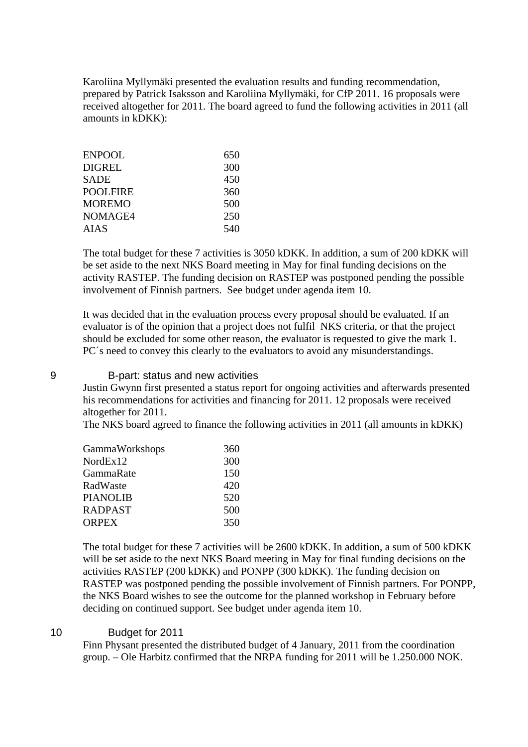Karoliina Myllymäki presented the evaluation results and funding recommendation, prepared by Patrick Isaksson and Karoliina Myllymäki, for CfP 2011. 16 proposals were received altogether for 2011. The board agreed to fund the following activities in 2011 (all amounts in kDKK):

| | |
|---|---|
| ENPOOL | 650 |
| DIGREL | 300 |
| SADE | 450 |
| POOLFIRE | 360 |
| MOREMO | 500 |
| NOMAGE4 | 250 |
| AIAS | 540 |

The total budget for these 7 activities is 3050 kDKK. In addition, a sum of 200 kDKK will be set aside to the next NKS Board meeting in May for final funding decisions on the activity RASTEP. The funding decision on RASTEP was postponed pending the possible involvement of Finnish partners. See budget under agenda item 10.

It was decided that in the evaluation process every proposal should be evaluated. If an evaluator is of the opinion that a project does not fulfil NKS criteria, or that the project should be excluded for some other reason, the evaluator is requested to give the mark 1. PC´s need to convey this clearly to the evaluators to avoid any misunderstandings.

## 9 B-part: status and new activities

Justin Gwynn first presented a status report for ongoing activities and afterwards presented his recommendations for activities and financing for 2011. 12 proposals were received altogether for 2011.
The NKS board agreed to finance the following activities in 2011 (all amounts in kDKK)

| | |
|---|---|
| GammaWorkshops | 360 |
| NordEx12 | 300 |
| GammaRate | 150 |
| RadWaste | 420 |
| PIANOLIB | 520 |
| RADPAST | 500 |
| ORPEX | 350 |

The total budget for these 7 activities will be 2600 kDKK. In addition, a sum of 500 kDKK will be set aside to the next NKS Board meeting in May for final funding decisions on the activities RASTEP (200 kDKK) and PONPP (300 kDKK). The funding decision on RASTEP was postponed pending the possible involvement of Finnish partners. For PONPP, the NKS Board wishes to see the outcome for the planned workshop in February before deciding on continued support. See budget under agenda item 10.

## 10 Budget for 2011

Finn Physant presented the distributed budget of 4 January, 2011 from the coordination group. – Ole Harbitz confirmed that the NRPA funding for 2011 will be 1.250.000 NOK.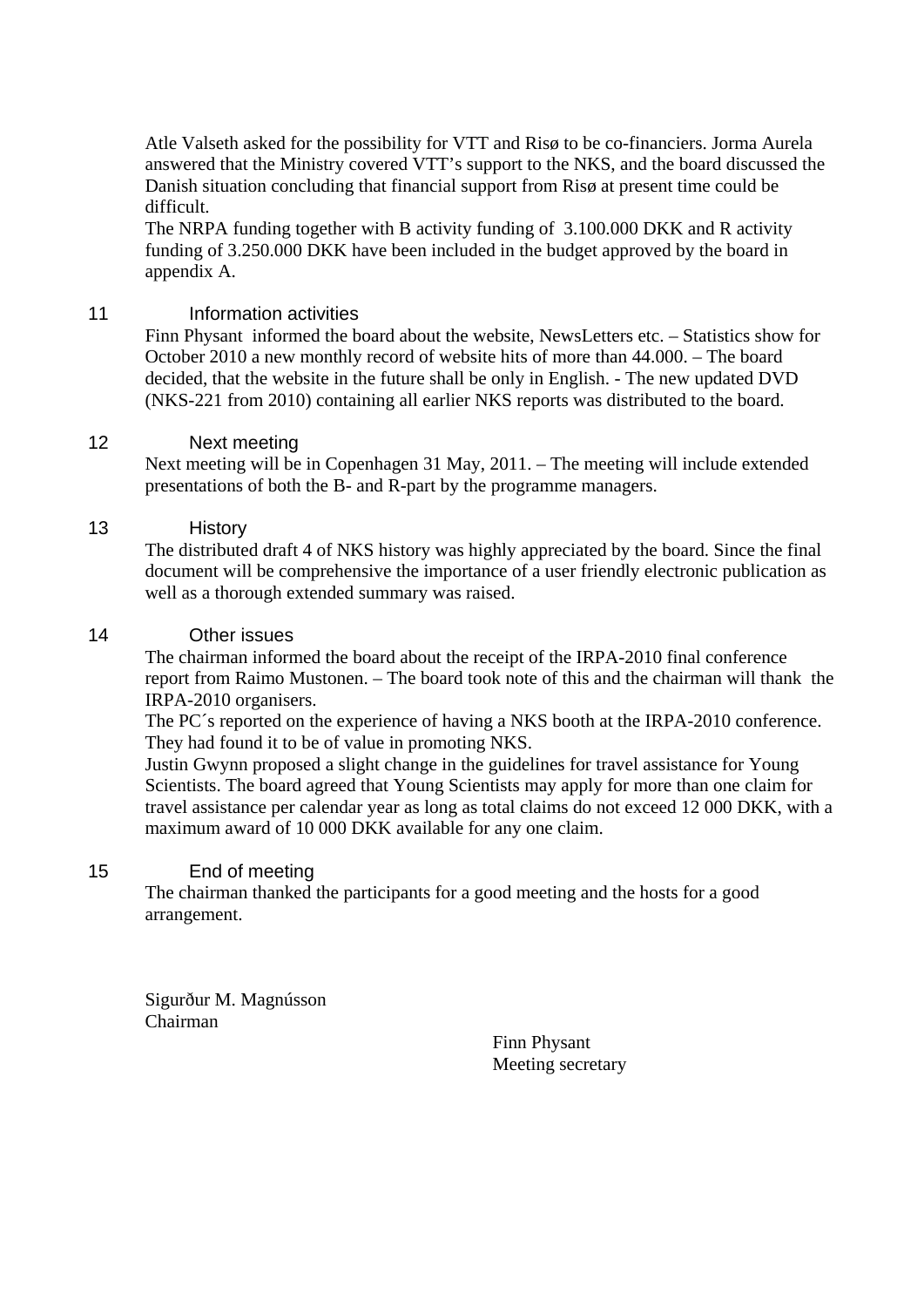Atle Valseth asked for the possibility for VTT and Risø to be co-financiers. Jorma Aurela answered that the Ministry covered VTT's support to the NKS, and the board discussed the Danish situation concluding that financial support from Risø at present time could be difficult.
The NRPA funding together with B activity funding of 3.100.000 DKK and R activity funding of 3.250.000 DKK have been included in the budget approved by the board in appendix A.

## 11 Information activities

Finn Physant informed the board about the website, NewsLetters etc. – Statistics show for October 2010 a new monthly record of website hits of more than 44.000. – The board decided, that the website in the future shall be only in English. - The new updated DVD (NKS-221 from 2010) containing all earlier NKS reports was distributed to the board.

## 12 Next meeting

Next meeting will be in Copenhagen 31 May, 2011. – The meeting will include extended presentations of both the B- and R-part by the programme managers.

## 13 History

The distributed draft 4 of NKS history was highly appreciated by the board. Since the final document will be comprehensive the importance of a user friendly electronic publication as well as a thorough extended summary was raised.

## 14 Other issues

The chairman informed the board about the receipt of the IRPA-2010 final conference report from Raimo Mustonen. – The board took note of this and the chairman will thank the IRPA-2010 organisers.
The PC´s reported on the experience of having a NKS booth at the IRPA-2010 conference. They had found it to be of value in promoting NKS.
Justin Gwynn proposed a slight change in the guidelines for travel assistance for Young Scientists. The board agreed that Young Scientists may apply for more than one claim for travel assistance per calendar year as long as total claims do not exceed 12 000 DKK, with a maximum award of 10 000 DKK available for any one claim.

## 15 End of meeting

The chairman thanked the participants for a good meeting and the hosts for a good arrangement.

Sigurður M. Magnússon
Chairman

Finn Physant
Meeting secretary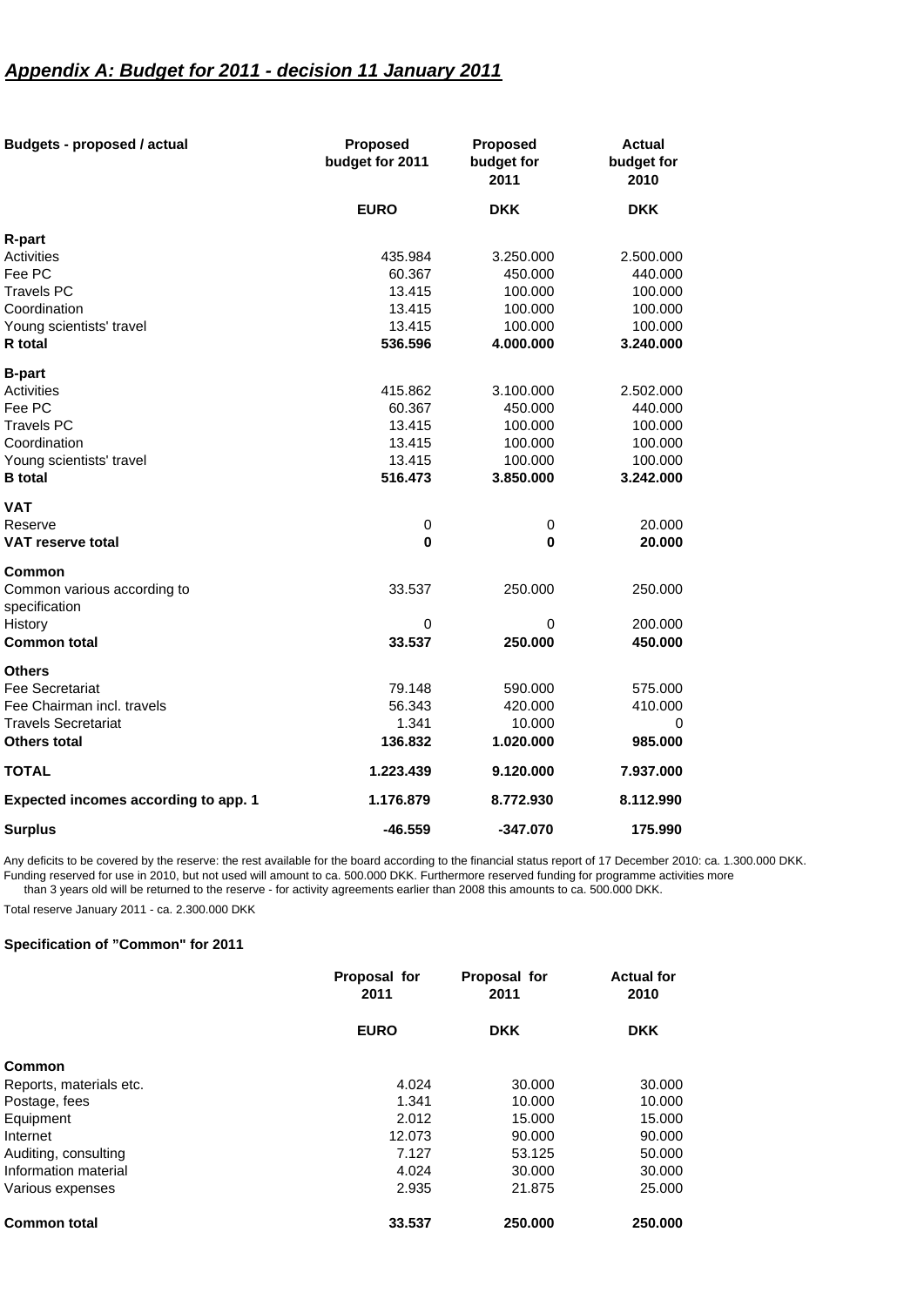## *Appendix A: Budget for 2011 - decision 11 January 2011*

| Budgets - proposed / actual | Proposed budget for 2011 | Proposed budget for 2011 | Actual budget for 2010 |
|---|---|---|---|
| | EURO | DKK | DKK |
| **R-part** | | | |
| Activities | 435.984 | 3.250.000 | 2.500.000 |
| Fee PC | 60.367 | 450.000 | 440.000 |
| Travels PC | 13.415 | 100.000 | 100.000 |
| Coordination | 13.415 | 100.000 | 100.000 |
| Young scientists' travel | 13.415 | 100.000 | 100.000 |
| **R total** | **536.596** | **4.000.000** | **3.240.000** |
| **B-part** | | | |
| Activities | 415.862 | 3.100.000 | 2.502.000 |
| Fee PC | 60.367 | 450.000 | 440.000 |
| Travels PC | 13.415 | 100.000 | 100.000 |
| Coordination | 13.415 | 100.000 | 100.000 |
| Young scientists' travel | 13.415 | 100.000 | 100.000 |
| **B total** | **516.473** | **3.850.000** | **3.242.000** |
| **VAT** | | | |
| Reserve | 0 | 0 | 20.000 |
| **VAT reserve total** | **0** | **0** | **20.000** |
| **Common** | | | |
| Common various according to specification | 33.537 | 250.000 | 250.000 |
| History | 0 | 0 | 200.000 |
| **Common total** | **33.537** | **250.000** | **450.000** |
| **Others** | | | |
| Fee Secretariat | 79.148 | 590.000 | 575.000 |
| Fee Chairman incl. travels | 56.343 | 420.000 | 410.000 |
| Travels Secretariat | 1.341 | 10.000 | 0 |
| **Others total** | **136.832** | **1.020.000** | **985.000** |
| **TOTAL** | **1.223.439** | **9.120.000** | **7.937.000** |
| **Expected incomes according to app. 1** | **1.176.879** | **8.772.930** | **8.112.990** |
| **Surplus** | **-46.559** | **-347.070** | **175.990** |

Any deficits to be covered by the reserve: the rest available for the board according to the financial status report of 17 December 2010: ca. 1.300.000 DKK.
Funding reserved for use in 2010, but not used will amount to ca. 500.000 DKK. Furthermore reserved funding for programme activities more than 3 years old will be returned to the reserve - for activity agreements earlier than 2008 this amounts to ca. 500.000 DKK.

Total reserve January 2011 - ca. 2.300.000 DKK

### Specification of "Common" for 2011

| | Proposal for 2011 | Proposal for 2011 | Actual for 2010 |
|---|---|---|---|
| | EURO | DKK | DKK |
| **Common** | | | |
| Reports, materials etc. | 4.024 | 30.000 | 30.000 |
| Postage, fees | 1.341 | 10.000 | 10.000 |
| Equipment | 2.012 | 15.000 | 15.000 |
| Internet | 12.073 | 90.000 | 90.000 |
| Auditing, consulting | 7.127 | 53.125 | 50.000 |
| Information material | 4.024 | 30.000 | 30.000 |
| Various expenses | 2.935 | 21.875 | 25.000 |
| **Common total** | **33.537** | **250.000** | **250.000** |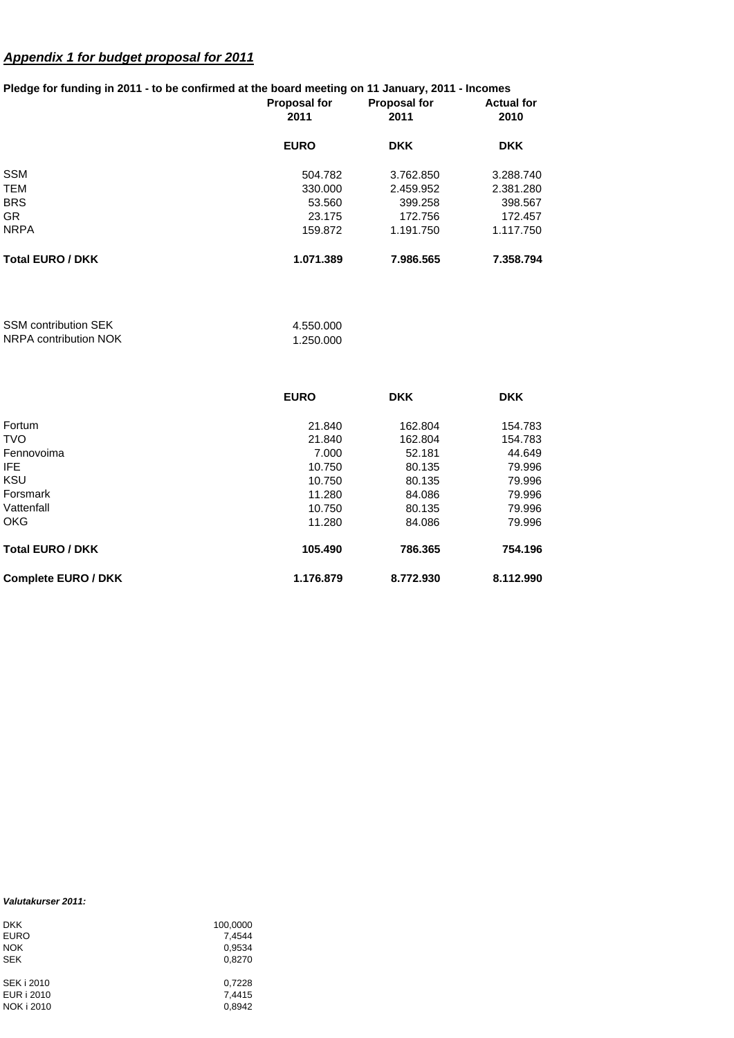***Appendix 1 for budget proposal for 2011***

**Pledge for funding in 2011 - to be confirmed at the board meeting on 11 January, 2011 - Incomes**

| | Proposal for 2011 | Proposal for 2011 | Actual for 2010 |
|---|---|---|---|
| | **EURO** | **DKK** | **DKK** |
| SSM | 504.782 | 3.762.850 | 3.288.740 |
| TEM | 330.000 | 2.459.952 | 2.381.280 |
| BRS | 53.560 | 399.258 | 398.567 |
| GR | 23.175 | 172.756 | 172.457 |
| NRPA | 159.872 | 1.191.750 | 1.117.750 |
| **Total EURO / DKK** | **1.071.389** | **7.986.565** | **7.358.794** |

| | |
|---|---|
| SSM contribution SEK | 4.550.000 |
| NRPA contribution NOK | 1.250.000 |

| | **EURO** | **DKK** | **DKK** |
|---|---|---|---|
| Fortum | 21.840 | 162.804 | 154.783 |
| TVO | 21.840 | 162.804 | 154.783 |
| Fennovoima | 7.000 | 52.181 | 44.649 |
| IFE | 10.750 | 80.135 | 79.996 |
| KSU | 10.750 | 80.135 | 79.996 |
| Forsmark | 11.280 | 84.086 | 79.996 |
| Vattenfall | 10.750 | 80.135 | 79.996 |
| OKG | 11.280 | 84.086 | 79.996 |
| **Total EURO / DKK** | **105.490** | **786.365** | **754.196** |
| **Complete EURO / DKK** | **1.176.879** | **8.772.930** | **8.112.990** |

***Valutakurser 2011:***

| | |
|---|---|
| DKK | 100,0000 |
| EURO | 7,4544 |
| NOK | 0,9534 |
| SEK | 0,8270 |
| | |
| SEK i 2010 | 0,7228 |
| EUR i 2010 | 7,4415 |
| NOK i 2010 | 0,8942 |